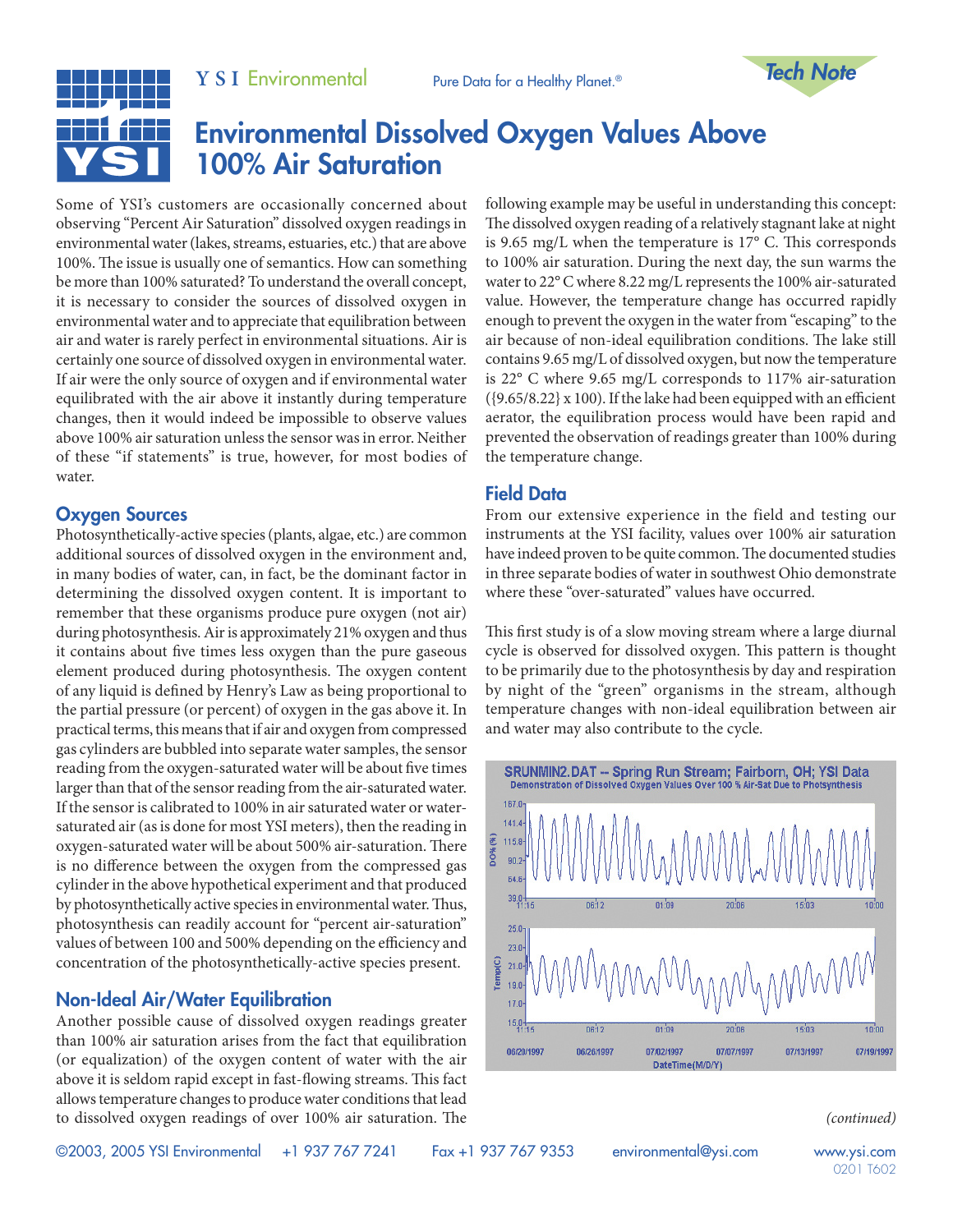# Environmental Dissolved Oxygen Values Above 100% Air Saturation

YSI Environmental — Pure Data for a Healthy Planet.® — Tech Note

Some of YSI's customers are occasionally concerned about observing "Percent Air Saturation" dissolved oxygen readings in environmental water (lakes, streams, estuaries, etc.) that are above 100%. The issue is usually one of semantics. How can something be more than 100% saturated? To understand the overall concept, it is necessary to consider the sources of dissolved oxygen in environmental water and to appreciate that equilibration between air and water is rarely perfect in environmental situations. Air is certainly one source of dissolved oxygen in environmental water. If air were the only source of oxygen and if environmental water equilibrated with the air above it instantly during temperature changes, then it would indeed be impossible to observe values above 100% air saturation unless the sensor was in error. Neither of these "if statements" is true, however, for most bodies of water.

## Oxygen Sources

Photosynthetically-active species (plants, algae, etc.) are common additional sources of dissolved oxygen in the environment and, in many bodies of water, can, in fact, be the dominant factor in determining the dissolved oxygen content. It is important to remember that these organisms produce pure oxygen (not air) during photosynthesis. Air is approximately 21% oxygen and thus it contains about five times less oxygen than the pure gaseous element produced during photosynthesis. The oxygen content of any liquid is defined by Henry's Law as being proportional to the partial pressure (or percent) of oxygen in the gas above it. In practical terms, this means that if air and oxygen from compressed gas cylinders are bubbled into separate water samples, the sensor reading from the oxygen-saturated water will be about five times larger than that of the sensor reading from the air-saturated water. If the sensor is calibrated to 100% in air saturated water or water-saturated air (as is done for most YSI meters), then the reading in oxygen-saturated water will be about 500% air-saturation. There is no difference between the oxygen from the compressed gas cylinder in the above hypothetical experiment and that produced by photosynthetically active species in environmental water. Thus, photosynthesis can readily account for "percent air-saturation" values of between 100 and 500% depending on the efficiency and concentration of the photosynthetically-active species present.

## Non-Ideal Air/Water Equilibration

Another possible cause of dissolved oxygen readings greater than 100% air saturation arises from the fact that equilibration (or equalization) of the oxygen content of water with the air above it is seldom rapid except in fast-flowing streams. This fact allows temperature changes to produce water conditions that lead to dissolved oxygen readings of over 100% air saturation. The following example may be useful in understanding this concept: The dissolved oxygen reading of a relatively stagnant lake at night is 9.65 mg/L when the temperature is 17° C. This corresponds to 100% air saturation. During the next day, the sun warms the water to 22° C where 8.22 mg/L represents the 100% air-saturated value. However, the temperature change has occurred rapidly enough to prevent the oxygen in the water from "escaping" to the air because of non-ideal equilibration conditions. The lake still contains 9.65 mg/L of dissolved oxygen, but now the temperature is 22° C where 9.65 mg/L corresponds to 117% air-saturation ({9.65/8.22} x 100). If the lake had been equipped with an efficient aerator, the equilibration process would have been rapid and prevented the observation of readings greater than 100% during the temperature change.

## Field Data

From our extensive experience in the field and testing our instruments at the YSI facility, values over 100% air saturation have indeed proven to be quite common. The documented studies in three separate bodies of water in southwest Ohio demonstrate where these "over-saturated" values have occurred.

This first study is of a slow moving stream where a large diurnal cycle is observed for dissolved oxygen. This pattern is thought to be primarily due to the photosynthesis by day and respiration by night of the "green" organisms in the stream, although temperature changes with non-ideal equilibration between air and water may also contribute to the cycle.

SRUNMIN2.DAT -- Spring Run Stream; Fairborn, OH; YSI Data
Demonstration of Dissolved Oxygen Values Over 100 % Air-Sat Due to Photosynthesis

*(continued)*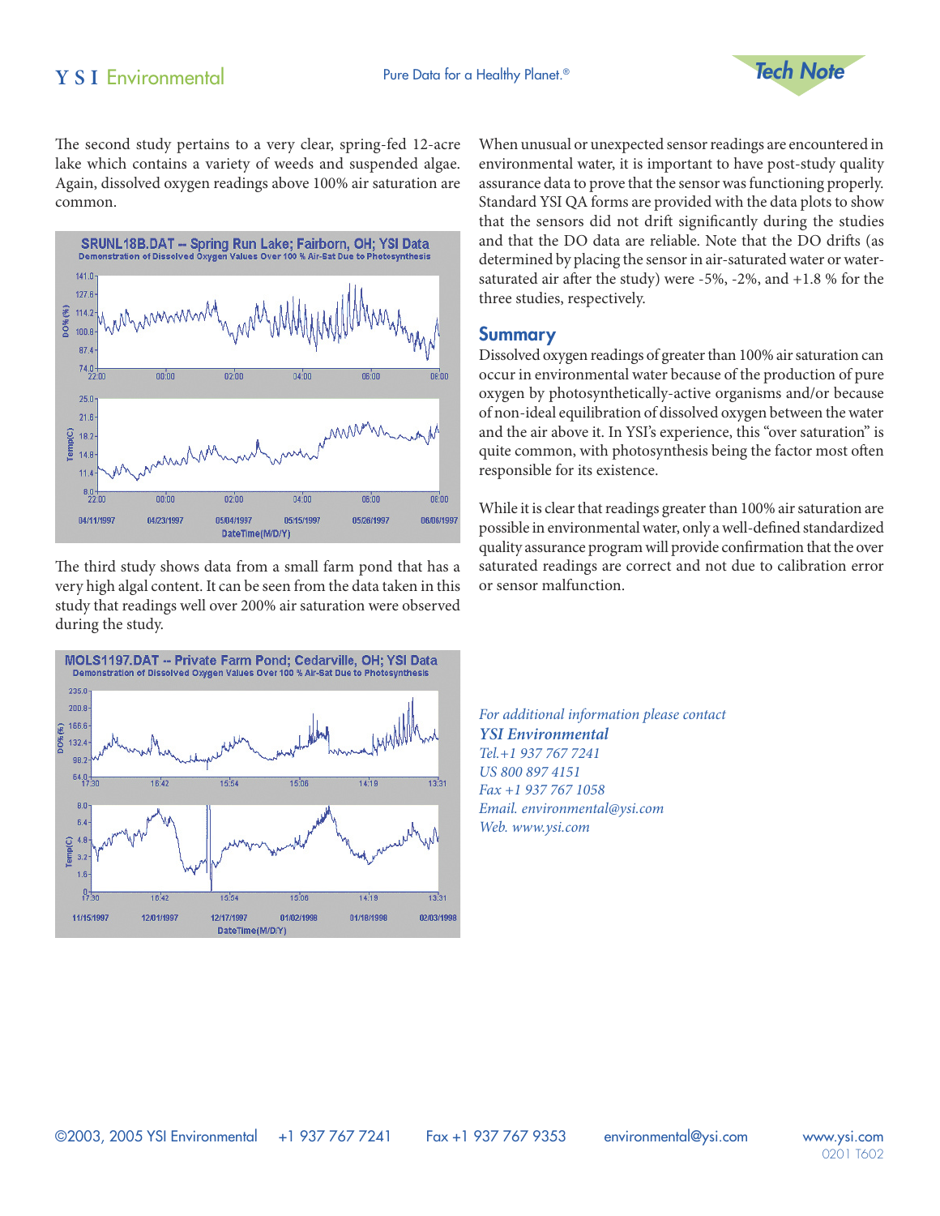The second study pertains to a very clear, spring-fed 12-acre lake which contains a variety of weeds and suspended algae. Again, dissolved oxygen readings above 100% air saturation are common.

SRUNL18B.DAT -- Spring Run Lake; Fairborn, OH; YSI Data
Demonstration of Dissolved Oxygen Values Over 100 % Air-Sat Due to Photosynthesis

DO% (%)
141.0
127.6
114.2
100.8
87.4
74.0

Temp(C)
25.0
21.6
18.2
14.8
11.4
8.0

22:00 00:00 02:00 04:00 06:00 08:00

04/11/1997 04/23/1997 05/04/1997 05/15/1997 05/26/1997 06/06/1997
DateTime(M/D/Y)

The third study shows data from a small farm pond that has a very high algal content. It can be seen from the data taken in this study that readings well over 200% air saturation were observed during the study.

MOLS1197.DAT -- Private Farm Pond; Cedarville, OH; YSI Data
Demonstration of Dissolved Oxygen Values Over 100 % Air-Sat Due to Photosynthesis

DO% (%)
235.0
200.8
166.6
132.4
98.2
64.0

Temp(C)
8.0
6.4
4.8
3.2
1.6
0

17:30 16:42 15:54 15:06 14:19 13:31

11/15/1997 12/01/1997 12/17/1997 01/02/1998 01/18/1998 02/03/1998
DateTime(M/D/Y)

When unusual or unexpected sensor readings are encountered in environmental water, it is important to have post-study quality assurance data to prove that the sensor was functioning properly. Standard YSI QA forms are provided with the data plots to show that the sensors did not drift significantly during the studies and that the DO data are reliable. Note that the DO drifts (as determined by placing the sensor in air-saturated water or water-saturated air after the study) were -5%, -2%, and +1.8 % for the three studies, respectively.

## Summary

Dissolved oxygen readings of greater than 100% air saturation can occur in environmental water because of the production of pure oxygen by photosynthetically-active organisms and/or because of non-ideal equilibration of dissolved oxygen between the water and the air above it. In YSI's experience, this "over saturation" is quite common, with photosynthesis being the factor most often responsible for its existence.

While it is clear that readings greater than 100% air saturation are possible in environmental water, only a well-defined standardized quality assurance program will provide confirmation that the over saturated readings are correct and not due to calibration error or sensor malfunction.

*For additional information please contact*
***YSI Environmental***
*Tel.+1 937 767 7241*
*US 800 897 4151*
*Fax +1 937 767 1058*
*Email. environmental@ysi.com*
*Web. www.ysi.com*

©2003, 2005 YSI Environmental +1 937 767 7241 Fax +1 937 767 9353 environmental@ysi.com www.ysi.com
0201 T602